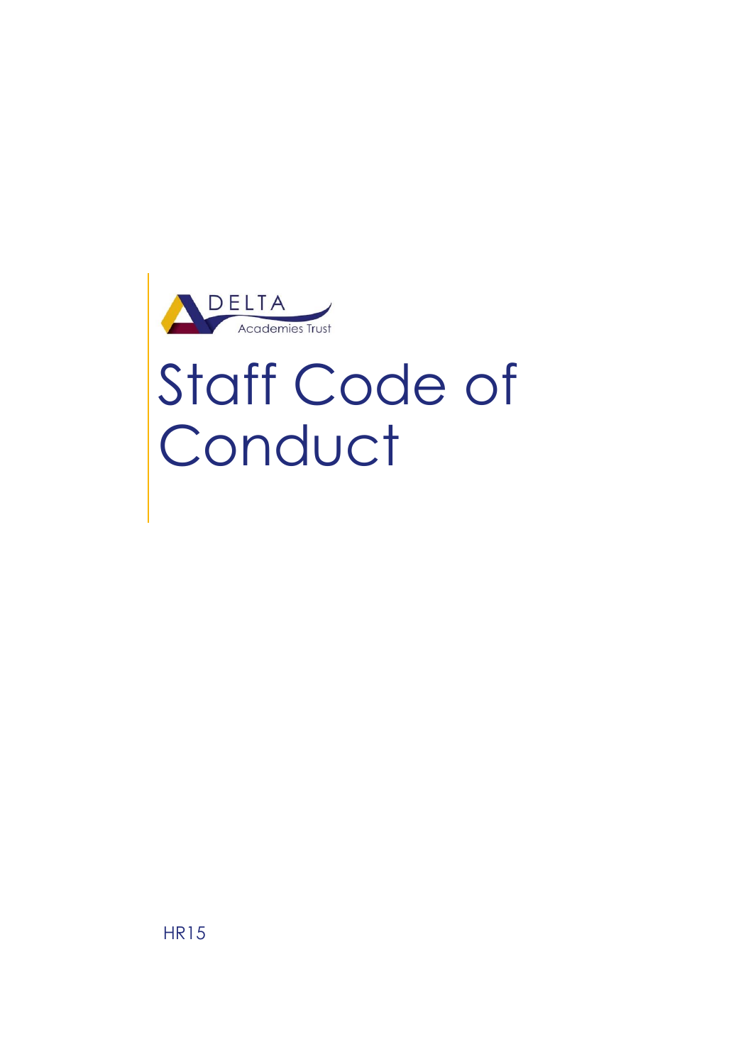DELTA
Academies Trust

# Staff Code of Conduct

HR15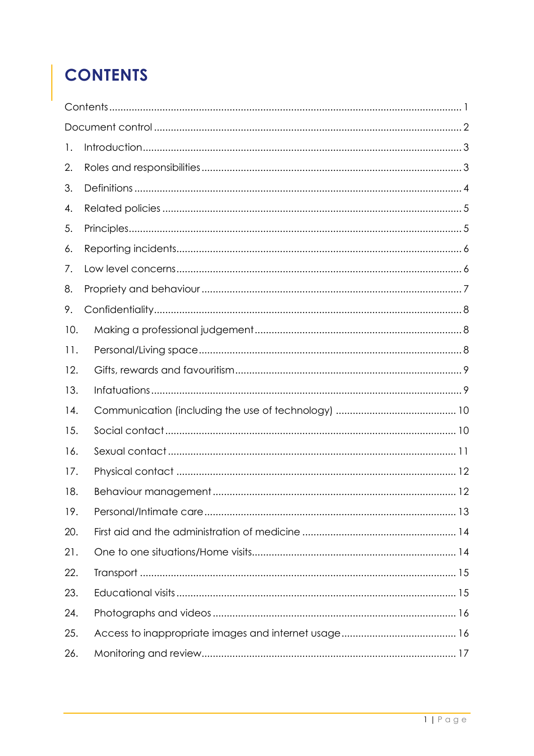# CONTENTS

Contents ........................................................................................................................... 1

Document control ............................................................................................................. 2

1. Introduction ................................................................................................................. 3
2. Roles and responsibilities ............................................................................................ 3
3. Definitions .................................................................................................................... 4
4. Related policies ........................................................................................................... 5
5. Principles ...................................................................................................................... 5
6. Reporting incidents ..................................................................................................... 6
7. Low level concerns ..................................................................................................... 6
8. Propriety and behaviour ............................................................................................ 7
9. Confidentiality ............................................................................................................. 8
10. Making a professional judgement .......................................................................... 8
11. Personal/Living space .............................................................................................. 8
12. Gifts, rewards and favouritism ................................................................................. 9
13. Infatuations ................................................................................................................ 9
14. Communication (including the use of technology) ........................................... 10
15. Social contact ......................................................................................................... 10
16. Sexual contact ........................................................................................................ 11
17. Physical contact ...................................................................................................... 12
18. Behaviour management ........................................................................................ 12
19. Personal/Intimate care ........................................................................................... 13
20. First aid and the administration of medicine ....................................................... 14
21. One to one situations/Home visits .......................................................................... 14
22. Transport ................................................................................................................... 15
23. Educational visits ..................................................................................................... 15
24. Photographs and videos ........................................................................................ 16
25. Access to inappropriate images and internet usage ......................................... 16
26. Monitoring and review ............................................................................................ 17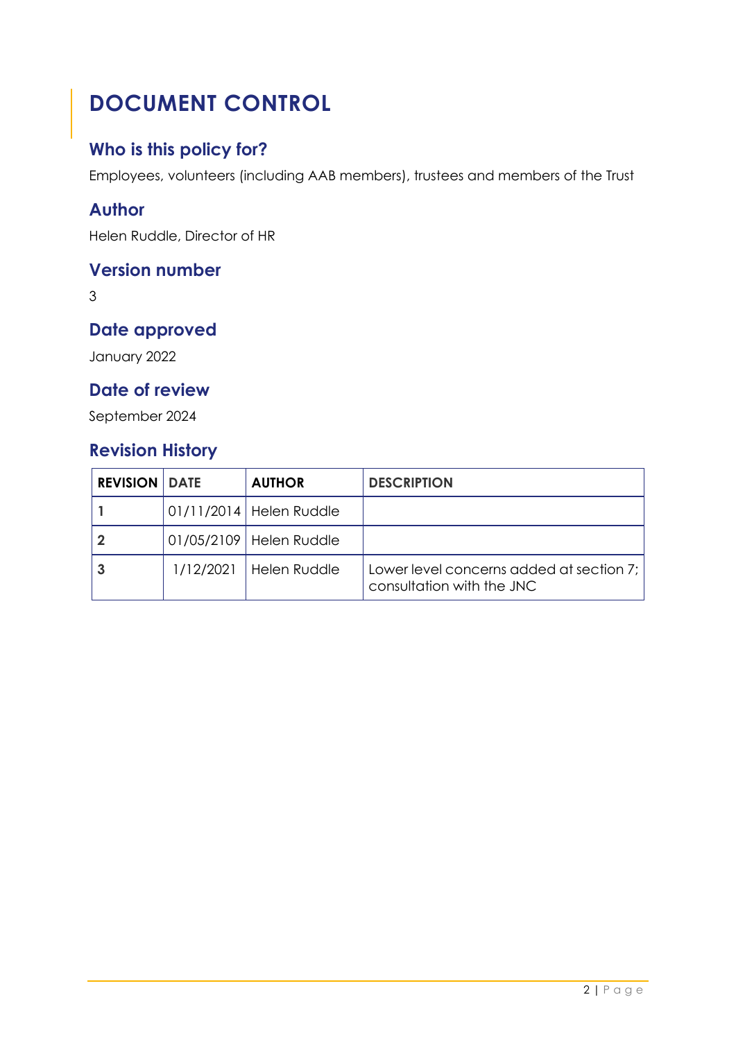# DOCUMENT CONTROL

## Who is this policy for?

Employees, volunteers (including AAB members), trustees and members of the Trust

## Author

Helen Ruddle, Director of HR

## Version number

3

## Date approved

January 2022

## Date of review

September 2024

## Revision History

| REVISION | DATE | AUTHOR | DESCRIPTION |
|---|---|---|---|
| **1** | 01/11/2014 | Helen Ruddle | |
| **2** | 01/05/2109 | Helen Ruddle | |
| **3** | 1/12/2021 | Helen Ruddle | Lower level concerns added at section 7; consultation with the JNC |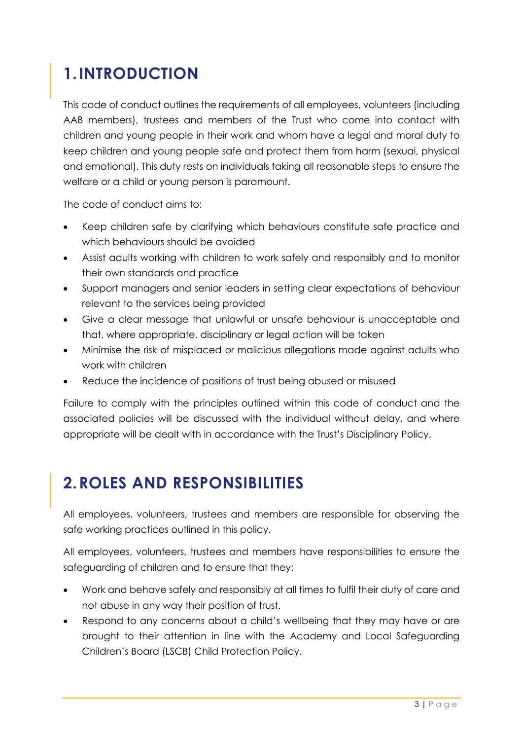# 1. INTRODUCTION

This code of conduct outlines the requirements of all employees, volunteers (including AAB members), trustees and members of the Trust who come into contact with children and young people in their work and whom have a legal and moral duty to keep children and young people safe and protect them from harm (sexual, physical and emotional). This duty rests on individuals taking all reasonable steps to ensure the welfare or a child or young person is paramount.

The code of conduct aims to:

- Keep children safe by clarifying which behaviours constitute safe practice and which behaviours should be avoided
- Assist adults working with children to work safely and responsibly and to monitor their own standards and practice
- Support managers and senior leaders in setting clear expectations of behaviour relevant to the services being provided
- Give a clear message that unlawful or unsafe behaviour is unacceptable and that, where appropriate, disciplinary or legal action will be taken
- Minimise the risk of misplaced or malicious allegations made against adults who work with children
- Reduce the incidence of positions of trust being abused or misused

Failure to comply with the principles outlined within this code of conduct and the associated policies will be discussed with the individual without delay, and where appropriate will be dealt with in accordance with the Trust's Disciplinary Policy.

# 2. ROLES AND RESPONSIBILITIES

All employees, volunteers, trustees and members are responsible for observing the safe working practices outlined in this policy.

All employees, volunteers, trustees and members have responsibilities to ensure the safeguarding of children and to ensure that they:

- Work and behave safely and responsibly at all times to fulfil their duty of care and not abuse in any way their position of trust.
- Respond to any concerns about a child's wellbeing that they may have or are brought to their attention in line with the Academy and Local Safeguarding Children's Board (LSCB) Child Protection Policy.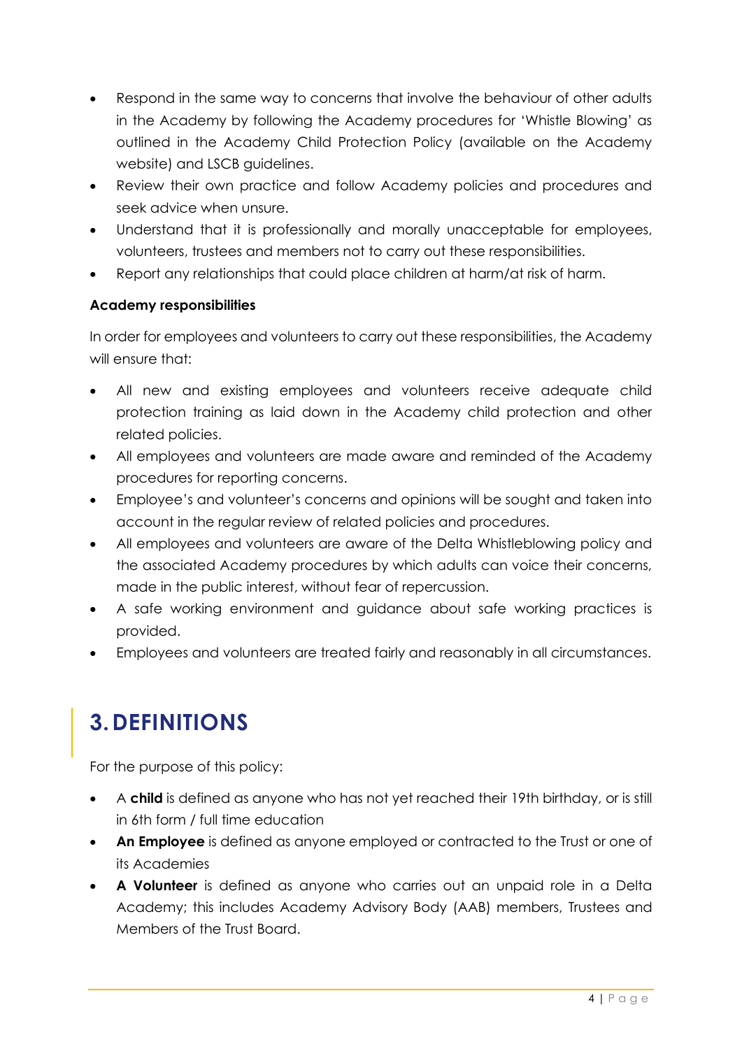- Respond in the same way to concerns that involve the behaviour of other adults in the Academy by following the Academy procedures for 'Whistle Blowing' as outlined in the Academy Child Protection Policy (available on the Academy website) and LSCB guidelines.
- Review their own practice and follow Academy policies and procedures and seek advice when unsure.
- Understand that it is professionally and morally unacceptable for employees, volunteers, trustees and members not to carry out these responsibilities.
- Report any relationships that could place children at harm/at risk of harm.

**Academy responsibilities**

In order for employees and volunteers to carry out these responsibilities, the Academy will ensure that:

- All new and existing employees and volunteers receive adequate child protection training as laid down in the Academy child protection and other related policies.
- All employees and volunteers are made aware and reminded of the Academy procedures for reporting concerns.
- Employee's and volunteer's concerns and opinions will be sought and taken into account in the regular review of related policies and procedures.
- All employees and volunteers are aware of the Delta Whistleblowing policy and the associated Academy procedures by which adults can voice their concerns, made in the public interest, without fear of repercussion.
- A safe working environment and guidance about safe working practices is provided.
- Employees and volunteers are treated fairly and reasonably in all circumstances.

# 3. DEFINITIONS

For the purpose of this policy:

- A **child** is defined as anyone who has not yet reached their 19th birthday, or is still in 6th form / full time education
- **An Employee** is defined as anyone employed or contracted to the Trust or one of its Academies
- **A Volunteer** is defined as anyone who carries out an unpaid role in a Delta Academy; this includes Academy Advisory Body (AAB) members, Trustees and Members of the Trust Board.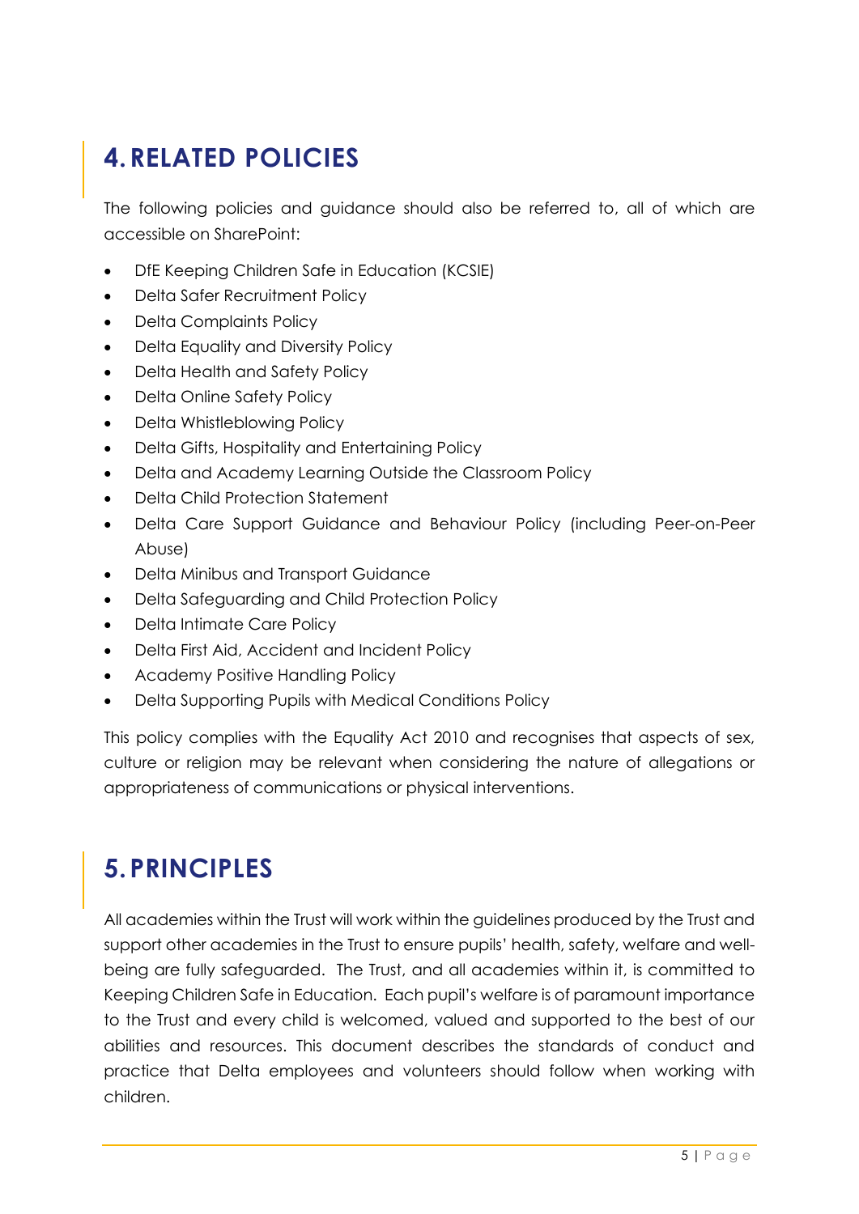## 4. RELATED POLICIES

The following policies and guidance should also be referred to, all of which are accessible on SharePoint:

- DfE Keeping Children Safe in Education (KCSIE)
- Delta Safer Recruitment Policy
- Delta Complaints Policy
- Delta Equality and Diversity Policy
- Delta Health and Safety Policy
- Delta Online Safety Policy
- Delta Whistleblowing Policy
- Delta Gifts, Hospitality and Entertaining Policy
- Delta and Academy Learning Outside the Classroom Policy
- Delta Child Protection Statement
- Delta Care Support Guidance and Behaviour Policy (including Peer-on-Peer Abuse)
- Delta Minibus and Transport Guidance
- Delta Safeguarding and Child Protection Policy
- Delta Intimate Care Policy
- Delta First Aid, Accident and Incident Policy
- Academy Positive Handling Policy
- Delta Supporting Pupils with Medical Conditions Policy

This policy complies with the Equality Act 2010 and recognises that aspects of sex, culture or religion may be relevant when considering the nature of allegations or appropriateness of communications or physical interventions.

## 5. PRINCIPLES

All academies within the Trust will work within the guidelines produced by the Trust and support other academies in the Trust to ensure pupils' health, safety, welfare and well-being are fully safeguarded. The Trust, and all academies within it, is committed to Keeping Children Safe in Education. Each pupil's welfare is of paramount importance to the Trust and every child is welcomed, valued and supported to the best of our abilities and resources. This document describes the standards of conduct and practice that Delta employees and volunteers should follow when working with children.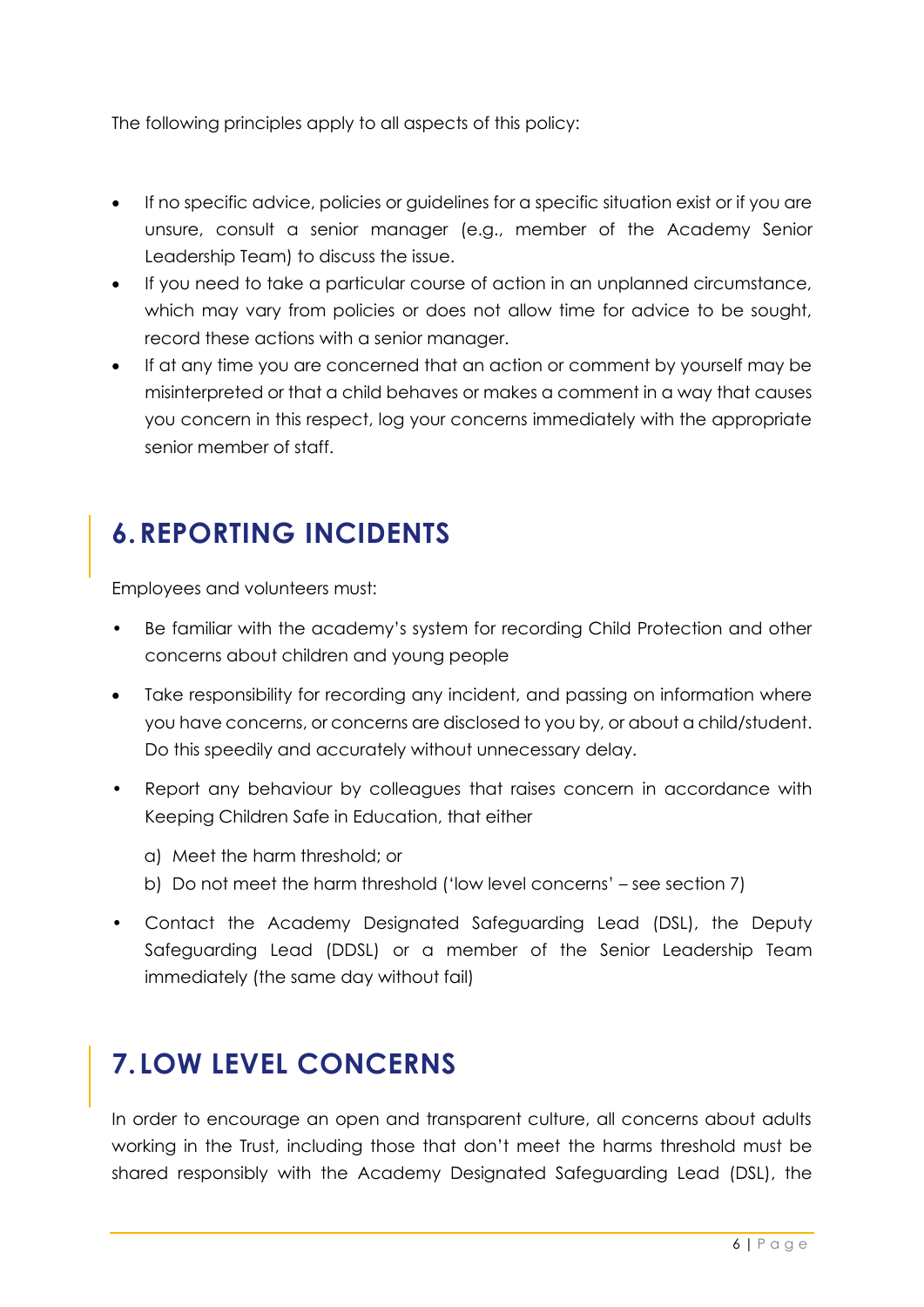The following principles apply to all aspects of this policy:

- If no specific advice, policies or guidelines for a specific situation exist or if you are unsure, consult a senior manager (e.g., member of the Academy Senior Leadership Team) to discuss the issue.
- If you need to take a particular course of action in an unplanned circumstance, which may vary from policies or does not allow time for advice to be sought, record these actions with a senior manager.
- If at any time you are concerned that an action or comment by yourself may be misinterpreted or that a child behaves or makes a comment in a way that causes you concern in this respect, log your concerns immediately with the appropriate senior member of staff.

## 6. REPORTING INCIDENTS

Employees and volunteers must:

- Be familiar with the academy's system for recording Child Protection and other concerns about children and young people
- Take responsibility for recording any incident, and passing on information where you have concerns, or concerns are disclosed to you by, or about a child/student. Do this speedily and accurately without unnecessary delay.
- Report any behaviour by colleagues that raises concern in accordance with Keeping Children Safe in Education, that either

  a) Meet the harm threshold; or

  b) Do not meet the harm threshold ('low level concerns' – see section 7)
- Contact the Academy Designated Safeguarding Lead (DSL), the Deputy Safeguarding Lead (DDSL) or a member of the Senior Leadership Team immediately (the same day without fail)

## 7. LOW LEVEL CONCERNS

In order to encourage an open and transparent culture, all concerns about adults working in the Trust, including those that don't meet the harms threshold must be shared responsibly with the Academy Designated Safeguarding Lead (DSL), the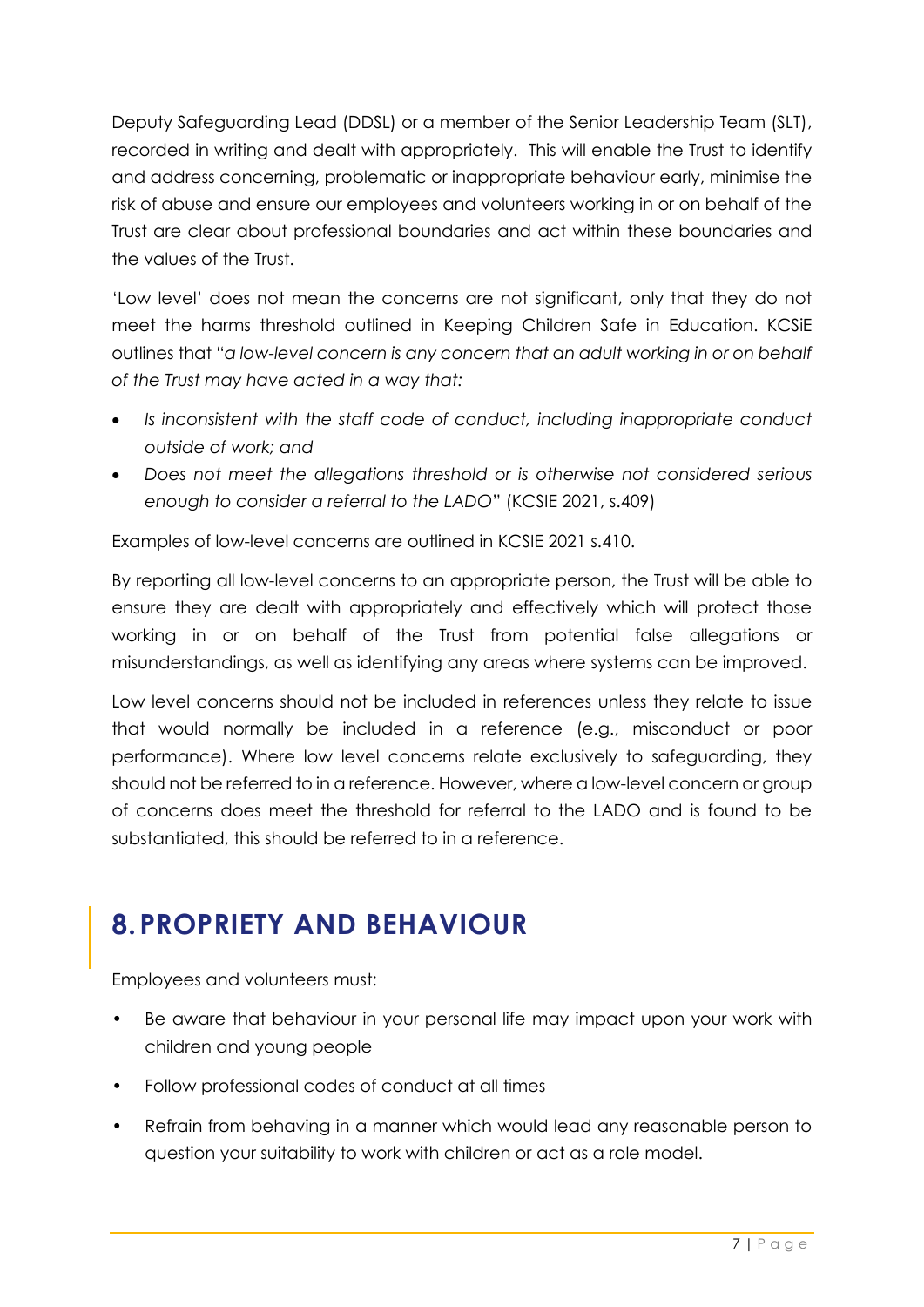Deputy Safeguarding Lead (DDSL) or a member of the Senior Leadership Team (SLT), recorded in writing and dealt with appropriately. This will enable the Trust to identify and address concerning, problematic or inappropriate behaviour early, minimise the risk of abuse and ensure our employees and volunteers working in or on behalf of the Trust are clear about professional boundaries and act within these boundaries and the values of the Trust.

'Low level' does not mean the concerns are not significant, only that they do not meet the harms threshold outlined in Keeping Children Safe in Education. KCSiE outlines that "*a low-level concern is any concern that an adult working in or on behalf of the Trust may have acted in a way that:*

- *Is inconsistent with the staff code of conduct, including inappropriate conduct outside of work; and*
- *Does not meet the allegations threshold or is otherwise not considered serious enough to consider a referral to the LADO*" (KCSIE 2021, s.409)

Examples of low-level concerns are outlined in KCSIE 2021 s.410.

By reporting all low-level concerns to an appropriate person, the Trust will be able to ensure they are dealt with appropriately and effectively which will protect those working in or on behalf of the Trust from potential false allegations or misunderstandings, as well as identifying any areas where systems can be improved.

Low level concerns should not be included in references unless they relate to issue that would normally be included in a reference (e.g., misconduct or poor performance). Where low level concerns relate exclusively to safeguarding, they should not be referred to in a reference. However, where a low-level concern or group of concerns does meet the threshold for referral to the LADO and is found to be substantiated, this should be referred to in a reference.

## 8. PROPRIETY AND BEHAVIOUR

Employees and volunteers must:

- Be aware that behaviour in your personal life may impact upon your work with children and young people
- Follow professional codes of conduct at all times
- Refrain from behaving in a manner which would lead any reasonable person to question your suitability to work with children or act as a role model.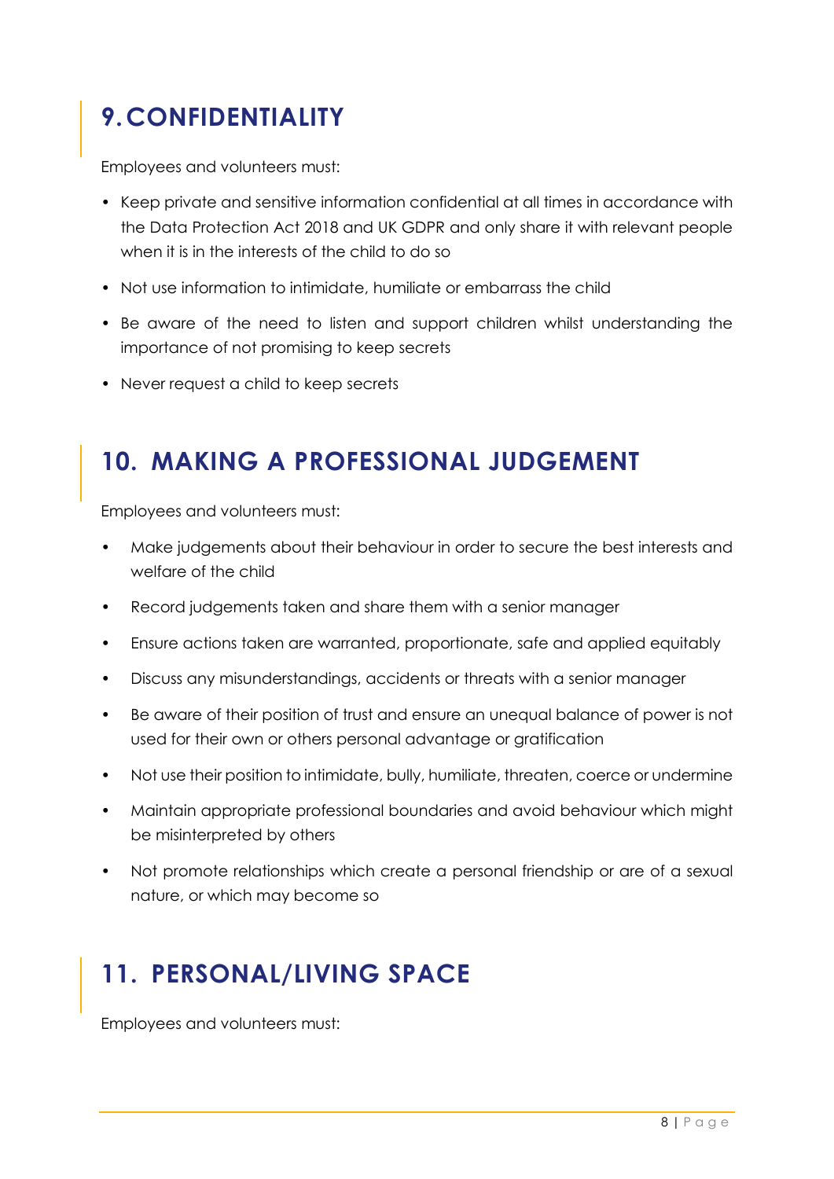## 9. CONFIDENTIALITY

Employees and volunteers must:

- Keep private and sensitive information confidential at all times in accordance with the Data Protection Act 2018 and UK GDPR and only share it with relevant people when it is in the interests of the child to do so
- Not use information to intimidate, humiliate or embarrass the child
- Be aware of the need to listen and support children whilst understanding the importance of not promising to keep secrets
- Never request a child to keep secrets

## 10. MAKING A PROFESSIONAL JUDGEMENT

Employees and volunteers must:

- Make judgements about their behaviour in order to secure the best interests and welfare of the child
- Record judgements taken and share them with a senior manager
- Ensure actions taken are warranted, proportionate, safe and applied equitably
- Discuss any misunderstandings, accidents or threats with a senior manager
- Be aware of their position of trust and ensure an unequal balance of power is not used for their own or others personal advantage or gratification
- Not use their position to intimidate, bully, humiliate, threaten, coerce or undermine
- Maintain appropriate professional boundaries and avoid behaviour which might be misinterpreted by others
- Not promote relationships which create a personal friendship or are of a sexual nature, or which may become so

## 11. PERSONAL/LIVING SPACE

Employees and volunteers must: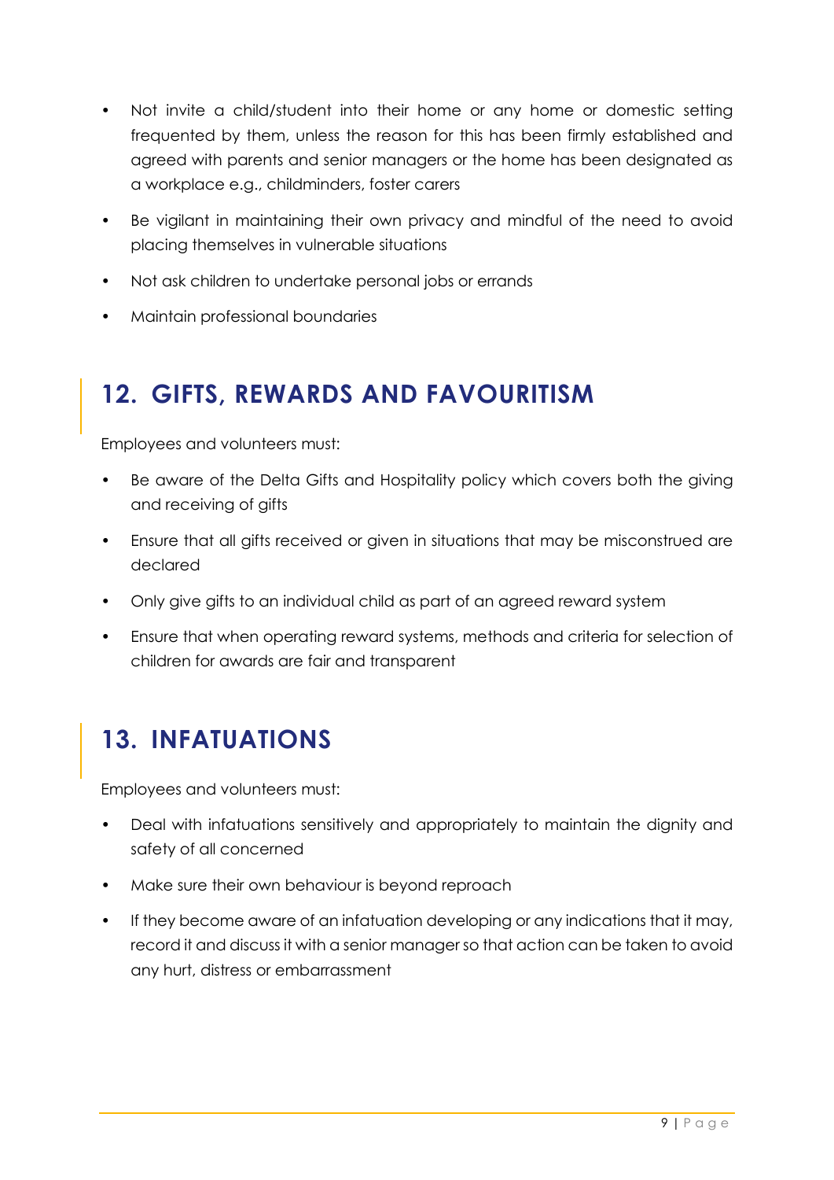- Not invite a child/student into their home or any home or domestic setting frequented by them, unless the reason for this has been firmly established and agreed with parents and senior managers or the home has been designated as a workplace e.g., childminders, foster carers
- Be vigilant in maintaining their own privacy and mindful of the need to avoid placing themselves in vulnerable situations
- Not ask children to undertake personal jobs or errands
- Maintain professional boundaries

## 12. GIFTS, REWARDS AND FAVOURITISM

Employees and volunteers must:

- Be aware of the Delta Gifts and Hospitality policy which covers both the giving and receiving of gifts
- Ensure that all gifts received or given in situations that may be misconstrued are declared
- Only give gifts to an individual child as part of an agreed reward system
- Ensure that when operating reward systems, methods and criteria for selection of children for awards are fair and transparent

## 13. INFATUATIONS

Employees and volunteers must:

- Deal with infatuations sensitively and appropriately to maintain the dignity and safety of all concerned
- Make sure their own behaviour is beyond reproach
- If they become aware of an infatuation developing or any indications that it may, record it and discuss it with a senior manager so that action can be taken to avoid any hurt, distress or embarrassment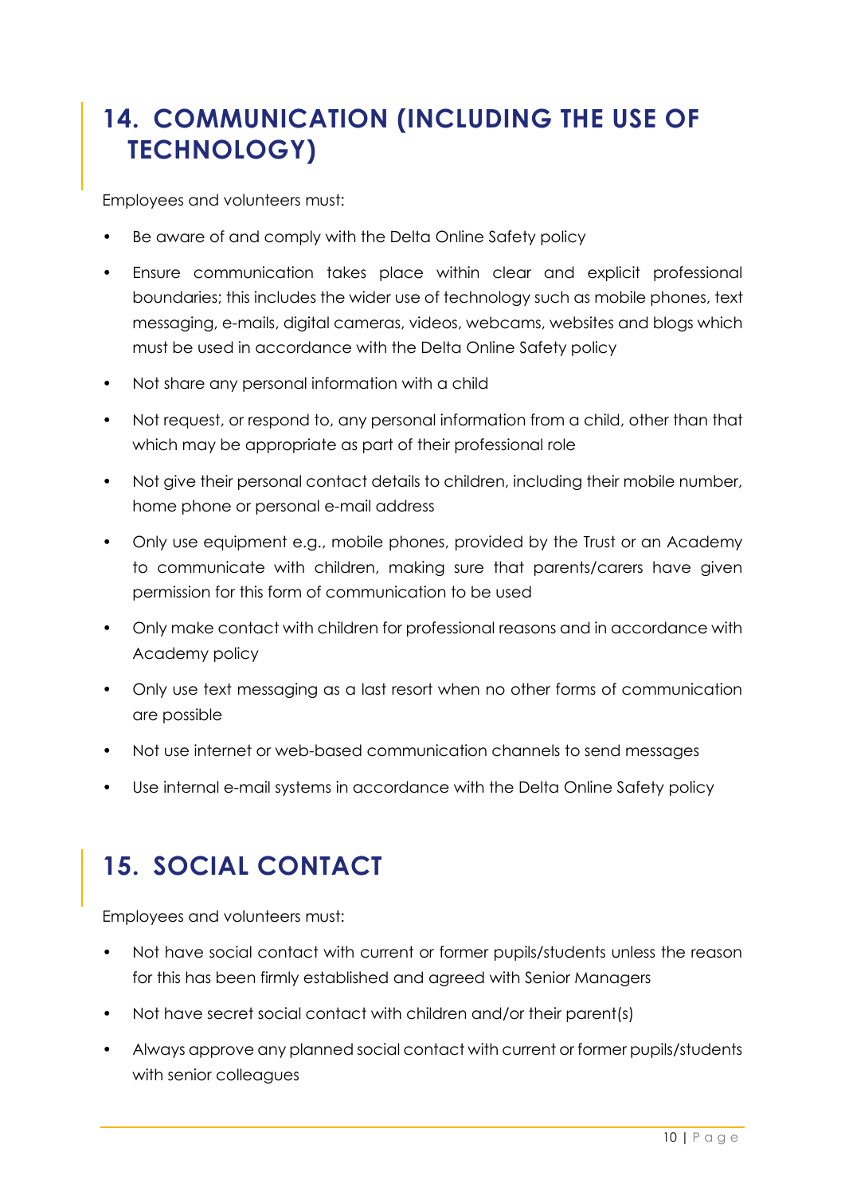## 14. COMMUNICATION (INCLUDING THE USE OF TECHNOLOGY)

Employees and volunteers must:

- Be aware of and comply with the Delta Online Safety policy
- Ensure communication takes place within clear and explicit professional boundaries; this includes the wider use of technology such as mobile phones, text messaging, e-mails, digital cameras, videos, webcams, websites and blogs which must be used in accordance with the Delta Online Safety policy
- Not share any personal information with a child
- Not request, or respond to, any personal information from a child, other than that which may be appropriate as part of their professional role
- Not give their personal contact details to children, including their mobile number, home phone or personal e-mail address
- Only use equipment e.g., mobile phones, provided by the Trust or an Academy to communicate with children, making sure that parents/carers have given permission for this form of communication to be used
- Only make contact with children for professional reasons and in accordance with Academy policy
- Only use text messaging as a last resort when no other forms of communication are possible
- Not use internet or web-based communication channels to send messages
- Use internal e-mail systems in accordance with the Delta Online Safety policy

## 15. SOCIAL CONTACT

Employees and volunteers must:

- Not have social contact with current or former pupils/students unless the reason for this has been firmly established and agreed with Senior Managers
- Not have secret social contact with children and/or their parent(s)
- Always approve any planned social contact with current or former pupils/students with senior colleagues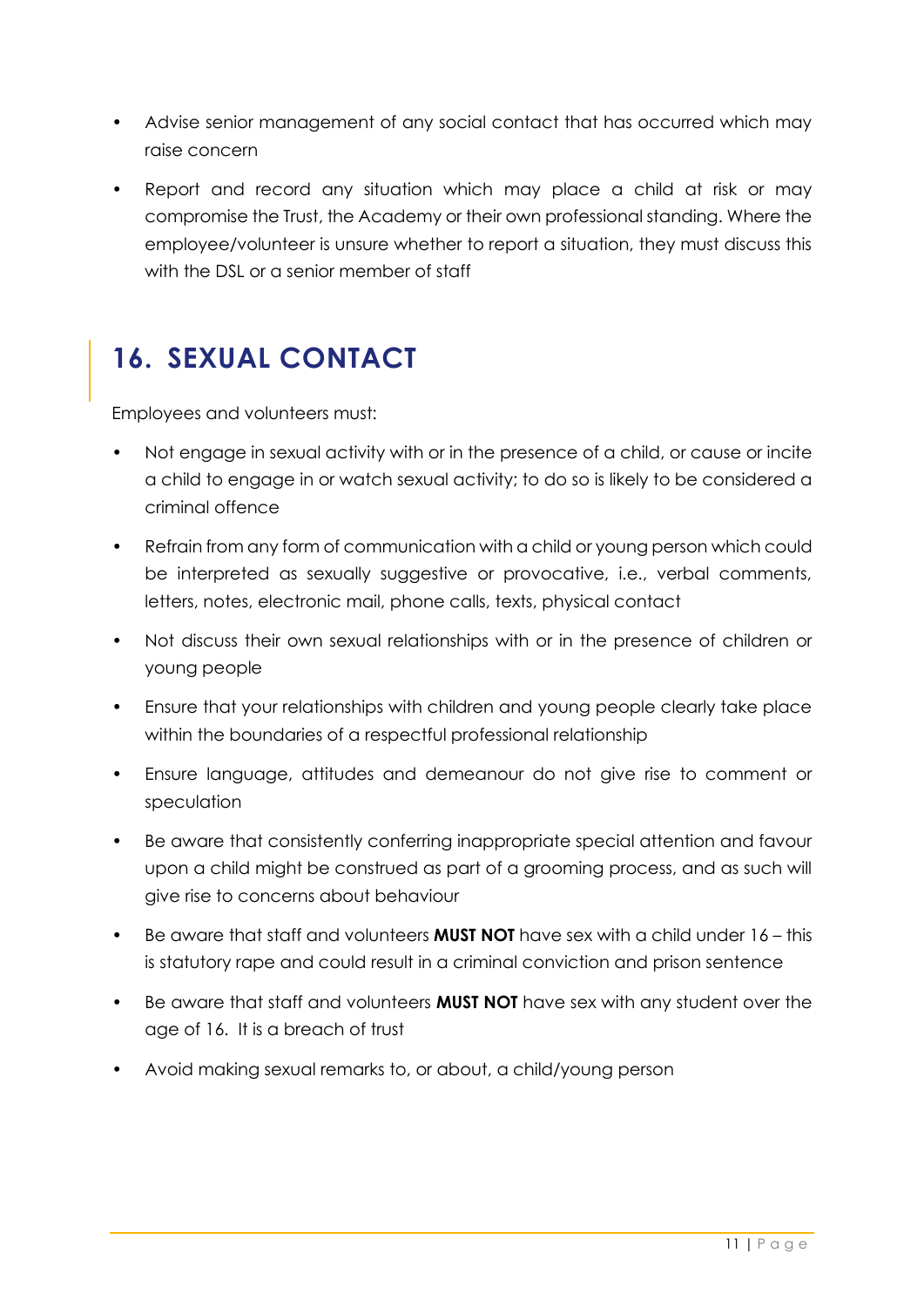- Advise senior management of any social contact that has occurred which may raise concern
- Report and record any situation which may place a child at risk or may compromise the Trust, the Academy or their own professional standing. Where the employee/volunteer is unsure whether to report a situation, they must discuss this with the DSL or a senior member of staff

## 16. SEXUAL CONTACT

Employees and volunteers must:

- Not engage in sexual activity with or in the presence of a child, or cause or incite a child to engage in or watch sexual activity; to do so is likely to be considered a criminal offence
- Refrain from any form of communication with a child or young person which could be interpreted as sexually suggestive or provocative, i.e., verbal comments, letters, notes, electronic mail, phone calls, texts, physical contact
- Not discuss their own sexual relationships with or in the presence of children or young people
- Ensure that your relationships with children and young people clearly take place within the boundaries of a respectful professional relationship
- Ensure language, attitudes and demeanour do not give rise to comment or speculation
- Be aware that consistently conferring inappropriate special attention and favour upon a child might be construed as part of a grooming process, and as such will give rise to concerns about behaviour
- Be aware that staff and volunteers **MUST NOT** have sex with a child under 16 – this is statutory rape and could result in a criminal conviction and prison sentence
- Be aware that staff and volunteers **MUST NOT** have sex with any student over the age of 16. It is a breach of trust
- Avoid making sexual remarks to, or about, a child/young person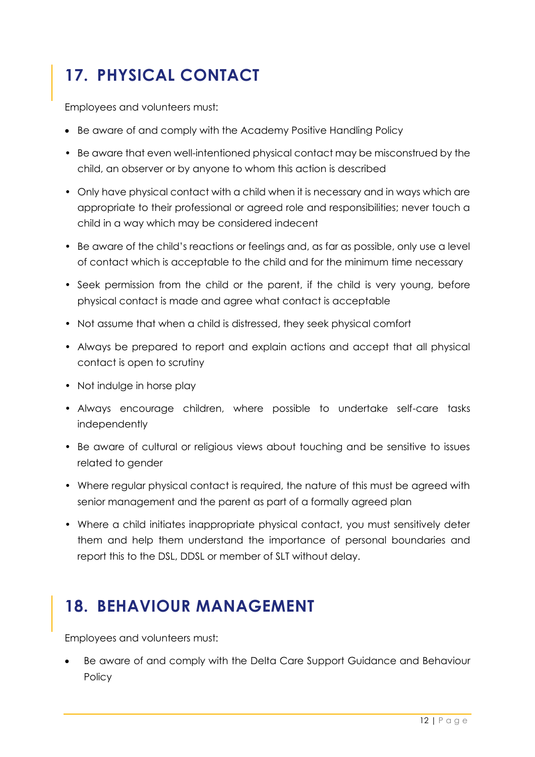## 17. PHYSICAL CONTACT

Employees and volunteers must:

- Be aware of and comply with the Academy Positive Handling Policy
- Be aware that even well-intentioned physical contact may be misconstrued by the child, an observer or by anyone to whom this action is described
- Only have physical contact with a child when it is necessary and in ways which are appropriate to their professional or agreed role and responsibilities; never touch a child in a way which may be considered indecent
- Be aware of the child's reactions or feelings and, as far as possible, only use a level of contact which is acceptable to the child and for the minimum time necessary
- Seek permission from the child or the parent, if the child is very young, before physical contact is made and agree what contact is acceptable
- Not assume that when a child is distressed, they seek physical comfort
- Always be prepared to report and explain actions and accept that all physical contact is open to scrutiny
- Not indulge in horse play
- Always encourage children, where possible to undertake self-care tasks independently
- Be aware of cultural or religious views about touching and be sensitive to issues related to gender
- Where regular physical contact is required, the nature of this must be agreed with senior management and the parent as part of a formally agreed plan
- Where a child initiates inappropriate physical contact, you must sensitively deter them and help them understand the importance of personal boundaries and report this to the DSL, DDSL or member of SLT without delay.

## 18. BEHAVIOUR MANAGEMENT

Employees and volunteers must:

- Be aware of and comply with the Delta Care Support Guidance and Behaviour Policy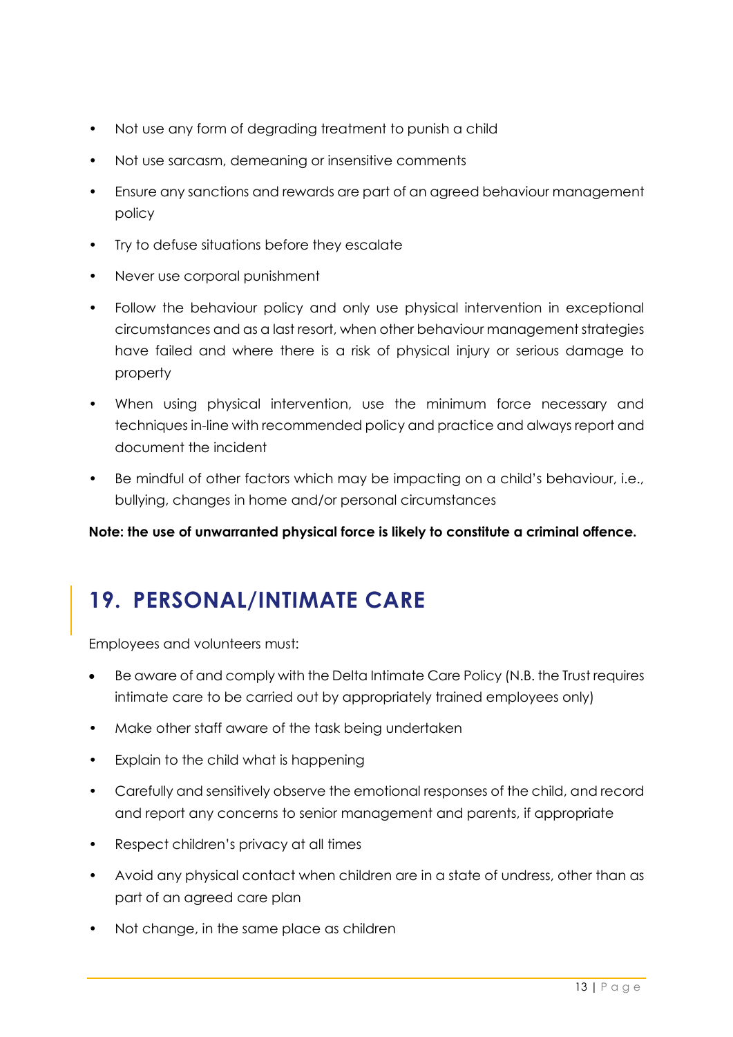- Not use any form of degrading treatment to punish a child
- Not use sarcasm, demeaning or insensitive comments
- Ensure any sanctions and rewards are part of an agreed behaviour management policy
- Try to defuse situations before they escalate
- Never use corporal punishment
- Follow the behaviour policy and only use physical intervention in exceptional circumstances and as a last resort, when other behaviour management strategies have failed and where there is a risk of physical injury or serious damage to property
- When using physical intervention, use the minimum force necessary and techniques in-line with recommended policy and practice and always report and document the incident
- Be mindful of other factors which may be impacting on a child's behaviour, i.e., bullying, changes in home and/or personal circumstances

**Note: the use of unwarranted physical force is likely to constitute a criminal offence.**

## 19. PERSONAL/INTIMATE CARE

Employees and volunteers must:

- Be aware of and comply with the Delta Intimate Care Policy (N.B. the Trust requires intimate care to be carried out by appropriately trained employees only)
- Make other staff aware of the task being undertaken
- Explain to the child what is happening
- Carefully and sensitively observe the emotional responses of the child, and record and report any concerns to senior management and parents, if appropriate
- Respect children's privacy at all times
- Avoid any physical contact when children are in a state of undress, other than as part of an agreed care plan
- Not change, in the same place as children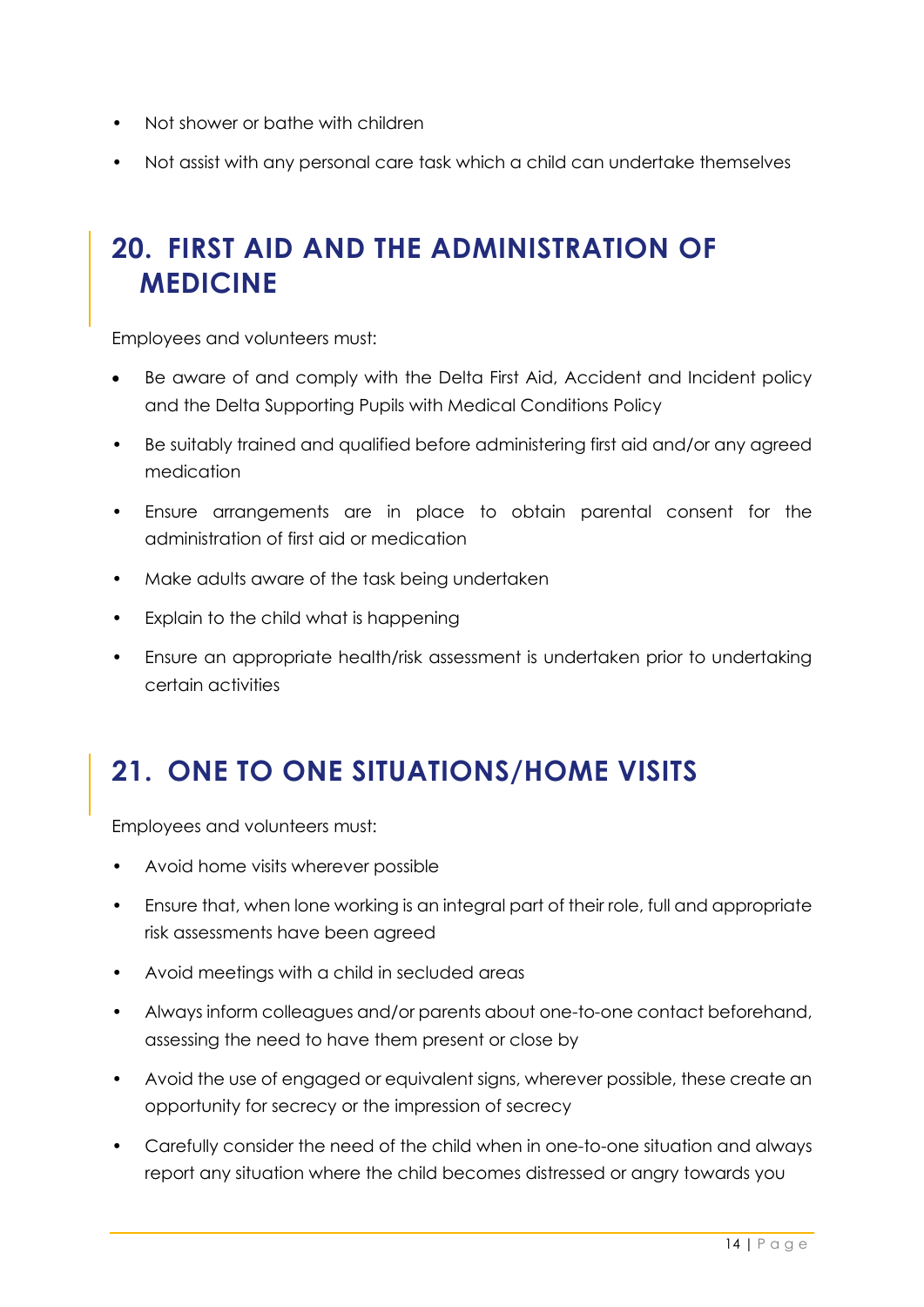- Not shower or bathe with children
- Not assist with any personal care task which a child can undertake themselves

## 20. FIRST AID AND THE ADMINISTRATION OF MEDICINE

Employees and volunteers must:

- Be aware of and comply with the Delta First Aid, Accident and Incident policy and the Delta Supporting Pupils with Medical Conditions Policy
- Be suitably trained and qualified before administering first aid and/or any agreed medication
- Ensure arrangements are in place to obtain parental consent for the administration of first aid or medication
- Make adults aware of the task being undertaken
- Explain to the child what is happening
- Ensure an appropriate health/risk assessment is undertaken prior to undertaking certain activities

## 21. ONE TO ONE SITUATIONS/HOME VISITS

Employees and volunteers must:

- Avoid home visits wherever possible
- Ensure that, when lone working is an integral part of their role, full and appropriate risk assessments have been agreed
- Avoid meetings with a child in secluded areas
- Always inform colleagues and/or parents about one-to-one contact beforehand, assessing the need to have them present or close by
- Avoid the use of engaged or equivalent signs, wherever possible, these create an opportunity for secrecy or the impression of secrecy
- Carefully consider the need of the child when in one-to-one situation and always report any situation where the child becomes distressed or angry towards you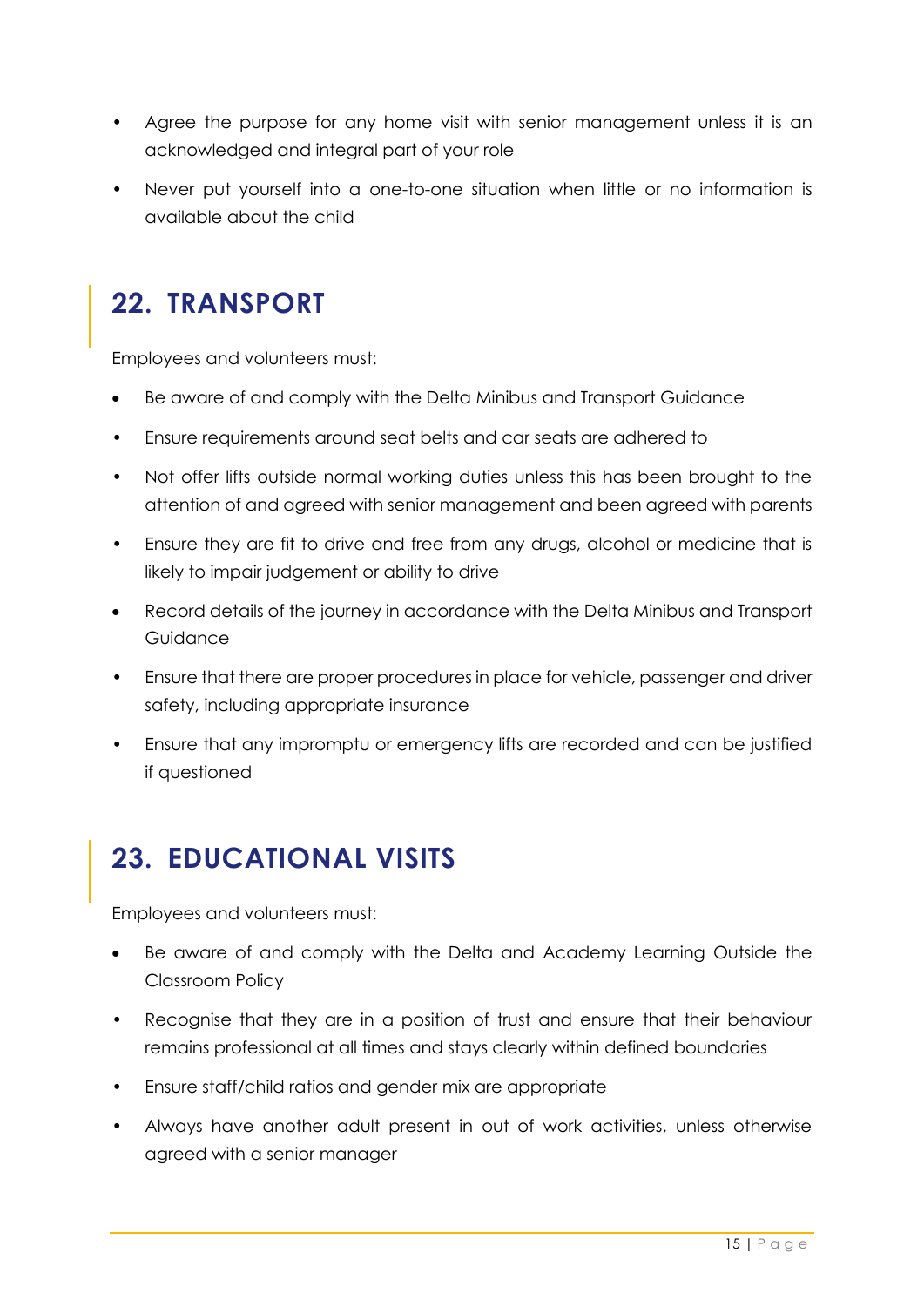- Agree the purpose for any home visit with senior management unless it is an acknowledged and integral part of your role
- Never put yourself into a one-to-one situation when little or no information is available about the child

## 22. TRANSPORT

Employees and volunteers must:

- Be aware of and comply with the Delta Minibus and Transport Guidance
- Ensure requirements around seat belts and car seats are adhered to
- Not offer lifts outside normal working duties unless this has been brought to the attention of and agreed with senior management and been agreed with parents
- Ensure they are fit to drive and free from any drugs, alcohol or medicine that is likely to impair judgement or ability to drive
- Record details of the journey in accordance with the Delta Minibus and Transport Guidance
- Ensure that there are proper procedures in place for vehicle, passenger and driver safety, including appropriate insurance
- Ensure that any impromptu or emergency lifts are recorded and can be justified if questioned

## 23. EDUCATIONAL VISITS

Employees and volunteers must:

- Be aware of and comply with the Delta and Academy Learning Outside the Classroom Policy
- Recognise that they are in a position of trust and ensure that their behaviour remains professional at all times and stays clearly within defined boundaries
- Ensure staff/child ratios and gender mix are appropriate
- Always have another adult present in out of work activities, unless otherwise agreed with a senior manager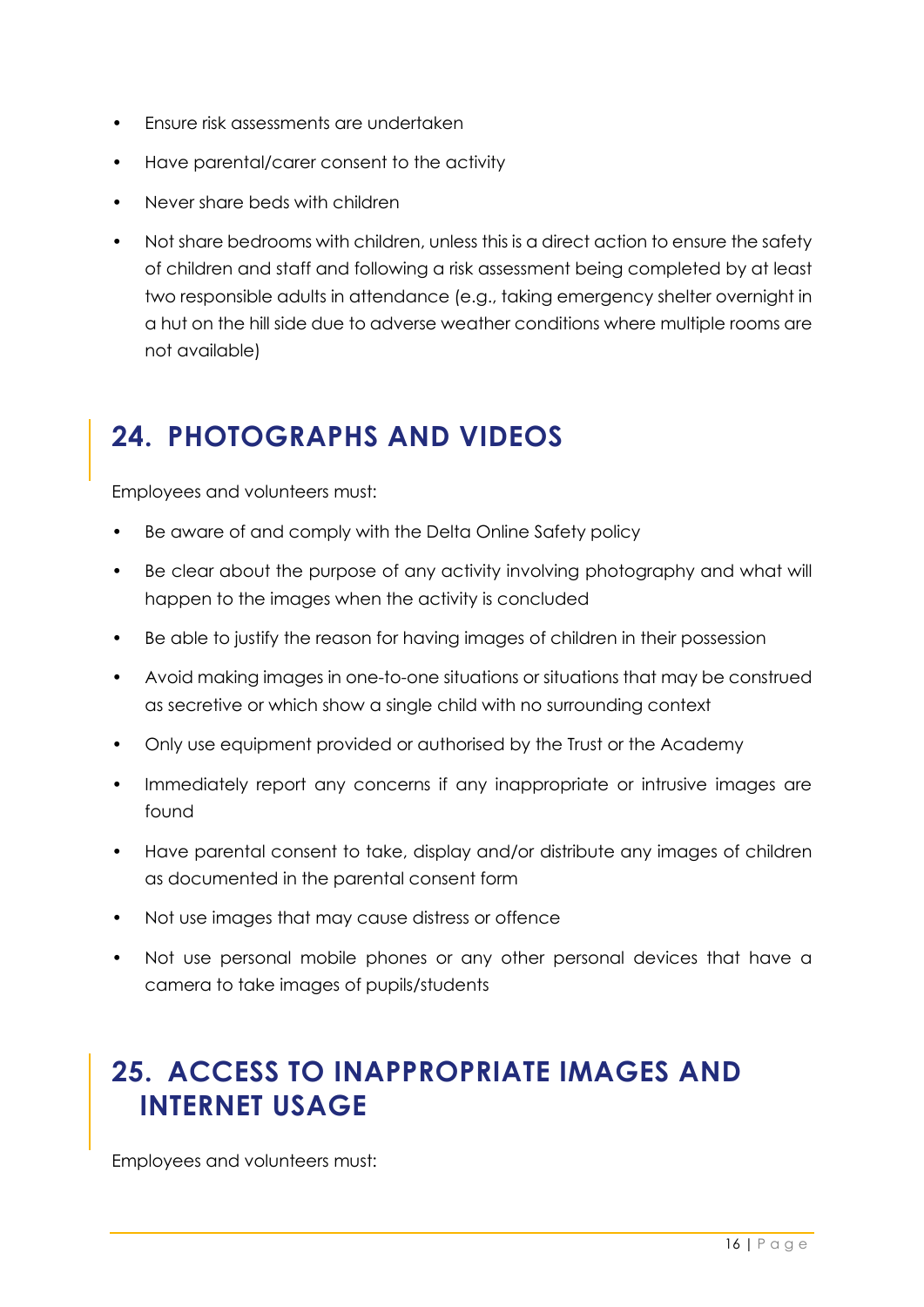- Ensure risk assessments are undertaken
- Have parental/carer consent to the activity
- Never share beds with children
- Not share bedrooms with children, unless this is a direct action to ensure the safety of children and staff and following a risk assessment being completed by at least two responsible adults in attendance (e.g., taking emergency shelter overnight in a hut on the hill side due to adverse weather conditions where multiple rooms are not available)

## 24. PHOTOGRAPHS AND VIDEOS

Employees and volunteers must:

- Be aware of and comply with the Delta Online Safety policy
- Be clear about the purpose of any activity involving photography and what will happen to the images when the activity is concluded
- Be able to justify the reason for having images of children in their possession
- Avoid making images in one-to-one situations or situations that may be construed as secretive or which show a single child with no surrounding context
- Only use equipment provided or authorised by the Trust or the Academy
- Immediately report any concerns if any inappropriate or intrusive images are found
- Have parental consent to take, display and/or distribute any images of children as documented in the parental consent form
- Not use images that may cause distress or offence
- Not use personal mobile phones or any other personal devices that have a camera to take images of pupils/students

## 25. ACCESS TO INAPPROPRIATE IMAGES AND INTERNET USAGE

Employees and volunteers must: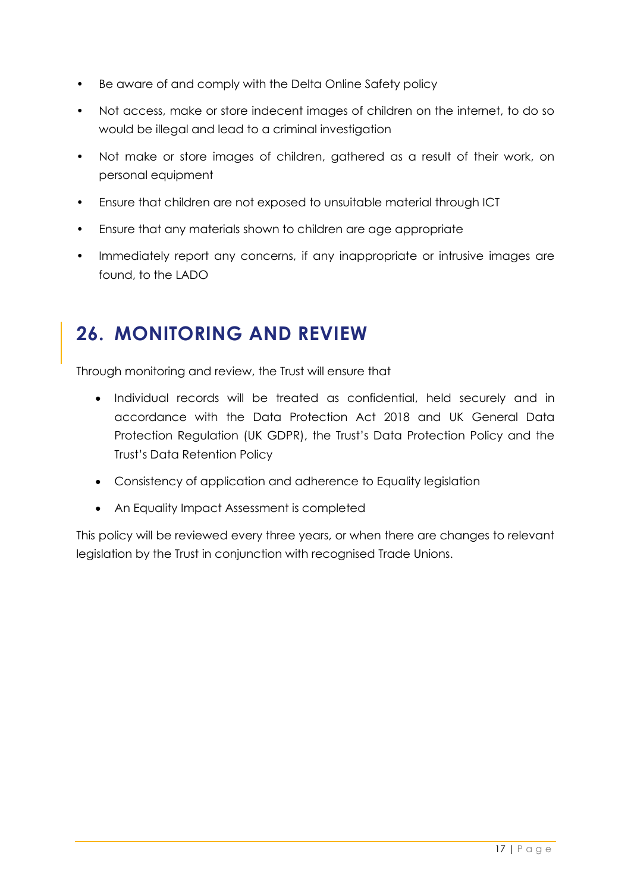- Be aware of and comply with the Delta Online Safety policy
- Not access, make or store indecent images of children on the internet, to do so would be illegal and lead to a criminal investigation
- Not make or store images of children, gathered as a result of their work, on personal equipment
- Ensure that children are not exposed to unsuitable material through ICT
- Ensure that any materials shown to children are age appropriate
- Immediately report any concerns, if any inappropriate or intrusive images are found, to the LADO

## 26. MONITORING AND REVIEW

Through monitoring and review, the Trust will ensure that

- Individual records will be treated as confidential, held securely and in accordance with the Data Protection Act 2018 and UK General Data Protection Regulation (UK GDPR), the Trust's Data Protection Policy and the Trust's Data Retention Policy
- Consistency of application and adherence to Equality legislation
- An Equality Impact Assessment is completed

This policy will be reviewed every three years, or when there are changes to relevant legislation by the Trust in conjunction with recognised Trade Unions.